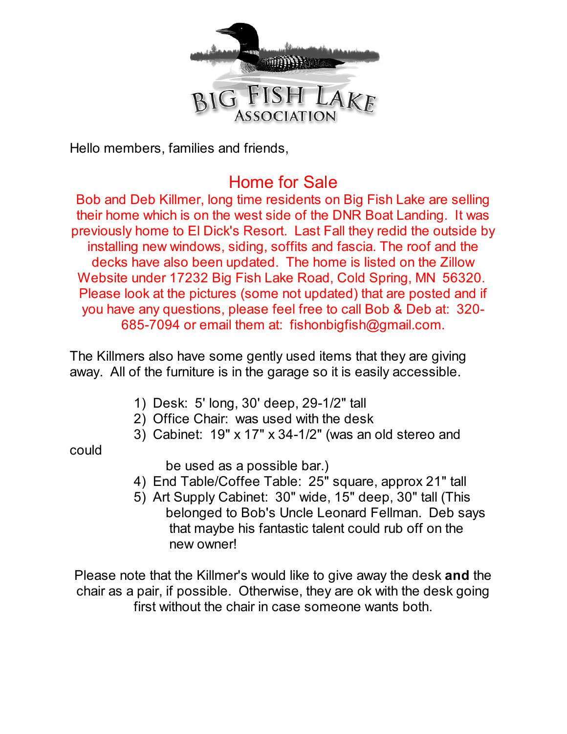# BIG FISH LAKE ASSOCIATION

Hello members, families and friends,

## Home for Sale

Bob and Deb Killmer, long time residents on Big Fish Lake are selling their home which is on the west side of the DNR Boat Landing. It was previously home to El Dick's Resort. Last Fall they redid the outside by installing new windows, siding, soffits and fascia. The roof and the decks have also been updated. The home is listed on the Zillow Website under 17232 Big Fish Lake Road, Cold Spring, MN 56320. Please look at the pictures (some not updated) that are posted and if you have any questions, please feel free to call Bob & Deb at: 320-685-7094 or email them at: fishonbigfish@gmail.com.

The Killmers also have some gently used items that they are giving away. All of the furniture is in the garage so it is easily accessible.

1) Desk: 5' long, 30' deep, 29-1/2" tall
2) Office Chair: was used with the desk
3) Cabinet: 19" x 17" x 34-1/2" (was an old stereo and could be used as a possible bar.)
4) End Table/Coffee Table: 25" square, approx 21" tall
5) Art Supply Cabinet: 30" wide, 15" deep, 30" tall (This belonged to Bob's Uncle Leonard Fellman. Deb says that maybe his fantastic talent could rub off on the new owner!

Please note that the Killmer's would like to give away the desk **and** the chair as a pair, if possible. Otherwise, they are ok with the desk going first without the chair in case someone wants both.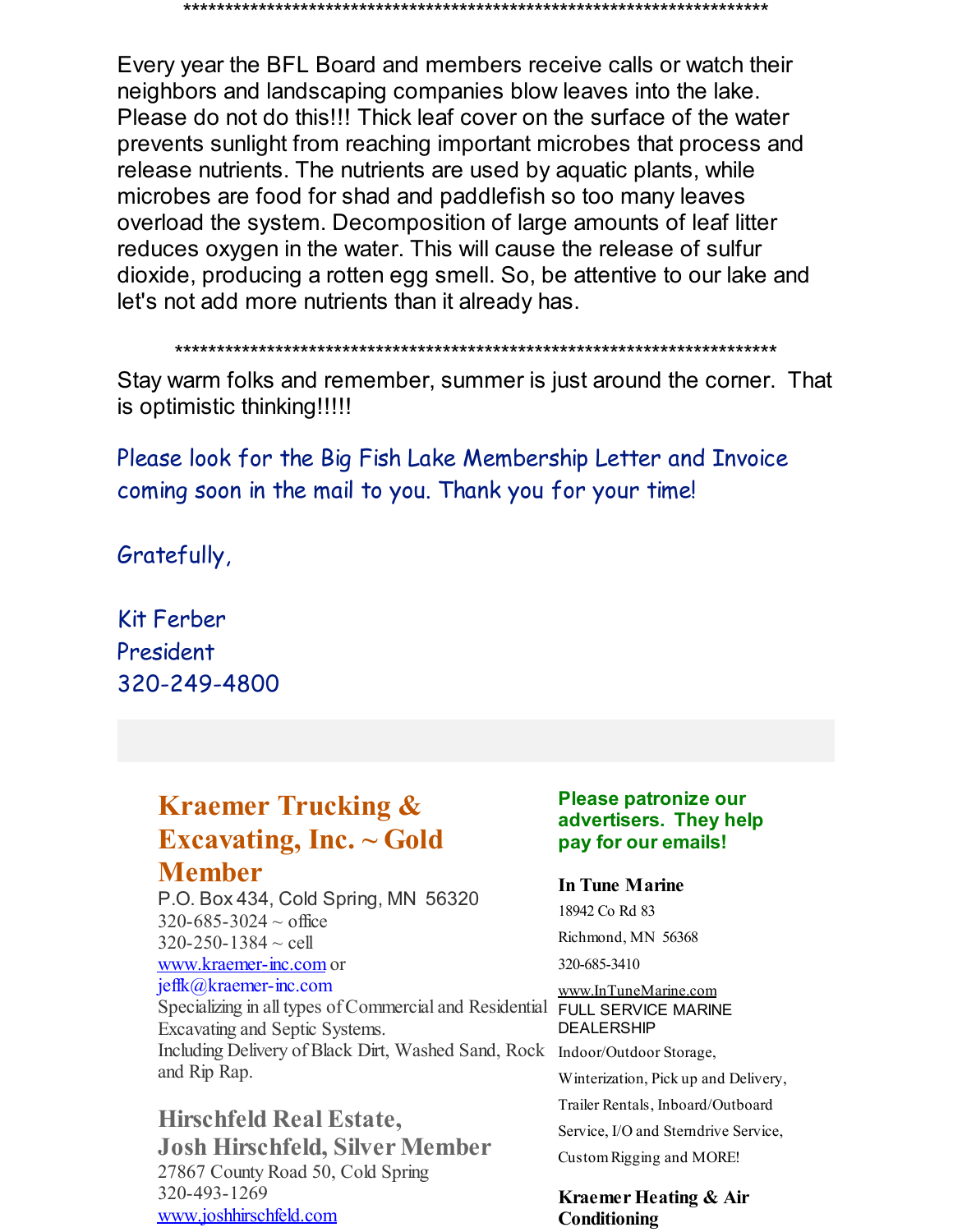\*\*\*\*\*\*\*\*\*\*\*\*\*\*\*\*\*\*\*\*\*\*\*\*\*\*\*\*\*\*\*\*\*\*\*\*\*\*\*\*\*\*\*\*\*\*\*\*\*\*\*\*\*\*\*\*\*\*\*\*\*\*\*\*\*\*\*\*\*\*\*\*

Every year the BFL Board and members receive calls or watch their neighbors and landscaping companies blow leaves into the lake. Please do not do this!!! Thick leaf cover on the surface of the water prevents sunlight from reaching important microbes that process and release nutrients. The nutrients are used by aquatic plants, while microbes are food for shad and paddlefish so too many leaves overload the system. Decomposition of large amounts of leaf litter reduces oxygen in the water. This will cause the release of sulfur dioxide, producing a rotten egg smell. So, be attentive to our lake and let's not add more nutrients than it already has.

\*\*\*\*\*\*\*\*\*\*\*\*\*\*\*\*\*\*\*\*\*\*\*\*\*\*\*\*\*\*\*\*\*\*\*\*\*\*\*\*\*\*\*\*\*\*\*\*\*\*\*\*\*\*\*\*\*\*\*\*\*\*\*\*\*\*\*\*\*\*\*\*

Stay warm folks and remember, summer is just around the corner. That is optimistic thinking!!!!!

Please look for the Big Fish Lake Membership Letter and Invoice coming soon in the mail to you. Thank you for your time!

Gratefully,

Kit Ferber
President
320-249-4800

## Kraemer Trucking & Excavating, Inc. ~ Gold Member

P.O. Box 434, Cold Spring, MN 56320
320-685-3024 ~ office
320-250-1384 ~ cell
www.kraemer-inc.com or
jeffk@kraemer-inc.com
Specializing in all types of Commercial and Residential Excavating and Septic Systems.
Including Delivery of Black Dirt, Washed Sand, Rock and Rip Rap.

## Hirschfeld Real Estate, Josh Hirschfeld, Silver Member

27867 County Road 50, Cold Spring
320-493-1269
www.joshhirschfeld.com

**Please patronize our advertisers. They help pay for our emails!**

**In Tune Marine**

18942 Co Rd 83
Richmond, MN 56368
320-685-3410
www.InTuneMarine.com
FULL SERVICE MARINE DEALERSHIP
Indoor/Outdoor Storage, Winterization, Pick up and Delivery, Trailer Rentals, Inboard/Outboard Service, I/O and Sterndrive Service, Custom Rigging and MORE!

**Kraemer Heating & Air Conditioning**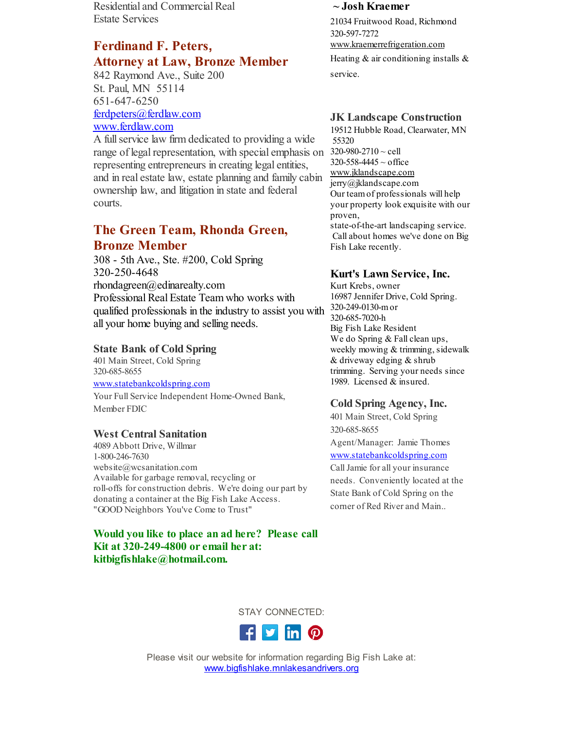Residential and Commercial Real Estate Services

## Ferdinand F. Peters, Attorney at Law, Bronze Member

842 Raymond Ave., Suite 200
St. Paul, MN 55114
651-647-6250
ferdpeters@ferdlaw.com
www.ferdlaw.com
A full service law firm dedicated to providing a wide range of legal representation, with special emphasis on representing entrepreneurs in creating legal entities, and in real estate law, estate planning and family cabin ownership law, and litigation in state and federal courts.

## The Green Team, Rhonda Green, Bronze Member

308 - 5th Ave., Ste. #200, Cold Spring
320-250-4648
rhondagreen@edinarealty.com
Professional Real Estate Team who works with qualified professionals in the industry to assist you with all your home buying and selling needs.

### State Bank of Cold Spring

401 Main Street, Cold Spring
320-685-8655
www.statebankcoldspring.com
Your Full Service Independent Home-Owned Bank, Member FDIC

### West Central Sanitation

4089 Abbott Drive, Willmar
1-800-246-7630
website@wcsanitation.com
Available for garbage removal, recycling or roll-offs for construction debris. We're doing our part by donating a container at the Big Fish Lake Access. "GOOD Neighbors You've Come to Trust"

**Would you like to place an ad here? Please call Kit at 320-249-4800 or email her at: kitbigfishlake@hotmail.com.**

### ~ Josh Kraemer

21034 Fruitwood Road, Richmond
320-597-7272
www.kraemerrefrigeration.com
Heating & air conditioning installs & service.

### JK Landscape Construction

19512 Hubble Road, Clearwater, MN 55320
320-980-2710 ~ cell
320-558-4445 ~ office
www.jklandscape.com
jerry@jklandscape.com
Our team of professionals will help your property look exquisite with our proven, state-of-the-art landscaping service. Call about homes we've done on Big Fish Lake recently.

### Kurt's Lawn Service, Inc.

Kurt Krebs, owner
16987 Jennifer Drive, Cold Spring.
320-249-0130-m or
320-685-7020-h
Big Fish Lake Resident
We do Spring & Fall clean ups, weekly mowing & trimming, sidewalk & driveway edging & shrub trimming. Serving your needs since 1989. Licensed & insured.

### Cold Spring Agency, Inc.

401 Main Street, Cold Spring
320-685-8655
Agent/Manager: Jamie Thomes
www.statebankcoldspring.com
Call Jamie for all your insurance needs. Conveniently located at the State Bank of Cold Spring on the corner of Red River and Main..

STAY CONNECTED:

Please visit our website for information regarding Big Fish Lake at:
www.bigfishlake.mnlakesandrivers.org